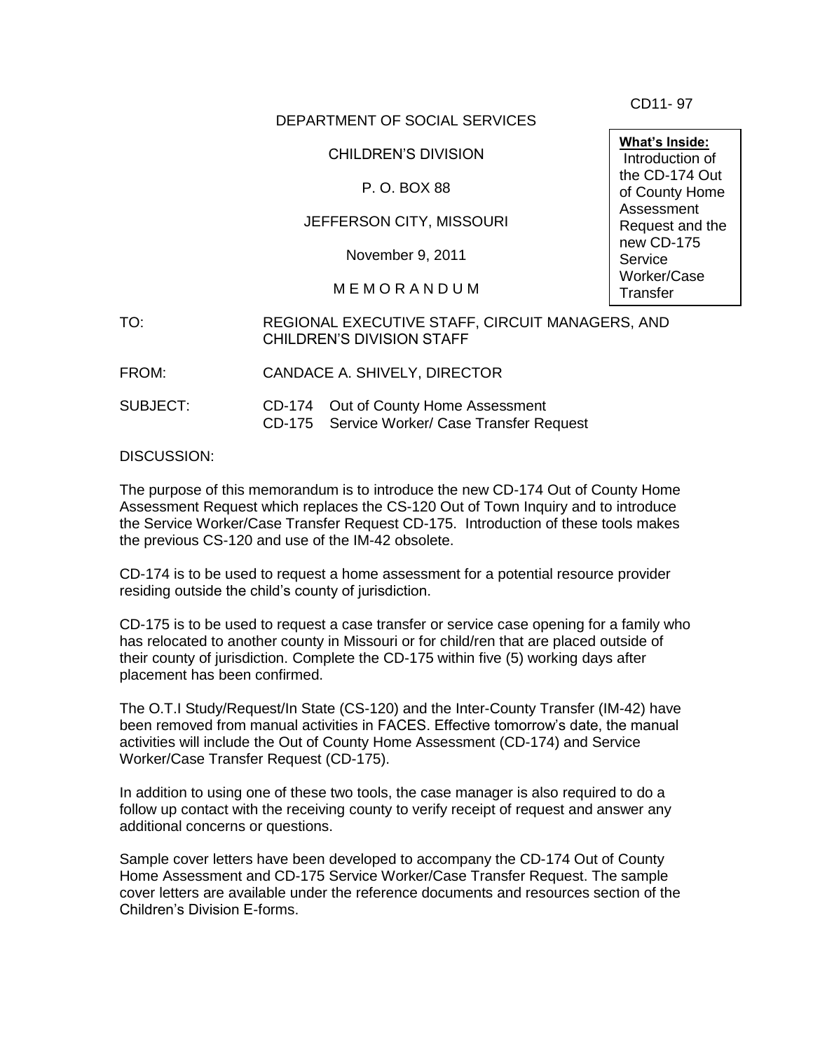CD11- 97

DEPARTMENT OF SOCIAL SERVICES

CHILDREN'S DIVISION

P. O. BOX 88

JEFFERSON CITY, MISSOURI

November 9, 2011

M E M O R A N D U M

**What's Inside:**
Introduction of the CD-174 Out of County Home Assessment Request and the new CD-175 Service Worker/Case Transfer

TO: REGIONAL EXECUTIVE STAFF, CIRCUIT MANAGERS, AND CHILDREN'S DIVISION STAFF

FROM: CANDACE A. SHIVELY, DIRECTOR

SUBJECT: CD-174 Out of County Home Assessment
CD-175 Service Worker/ Case Transfer Request

DISCUSSION:

The purpose of this memorandum is to introduce the new CD-174 Out of County Home Assessment Request which replaces the CS-120 Out of Town Inquiry and to introduce the Service Worker/Case Transfer Request CD-175. Introduction of these tools makes the previous CS-120 and use of the IM-42 obsolete.

CD-174 is to be used to request a home assessment for a potential resource provider residing outside the child's county of jurisdiction.

CD-175 is to be used to request a case transfer or service case opening for a family who has relocated to another county in Missouri or for child/ren that are placed outside of their county of jurisdiction. Complete the CD-175 within five (5) working days after placement has been confirmed.

The O.T.I Study/Request/In State (CS-120) and the Inter-County Transfer (IM-42) have been removed from manual activities in FACES. Effective tomorrow's date, the manual activities will include the Out of County Home Assessment (CD-174) and Service Worker/Case Transfer Request (CD-175).

In addition to using one of these two tools, the case manager is also required to do a follow up contact with the receiving county to verify receipt of request and answer any additional concerns or questions.

Sample cover letters have been developed to accompany the CD-174 Out of County Home Assessment and CD-175 Service Worker/Case Transfer Request. The sample cover letters are available under the reference documents and resources section of the Children's Division E-forms.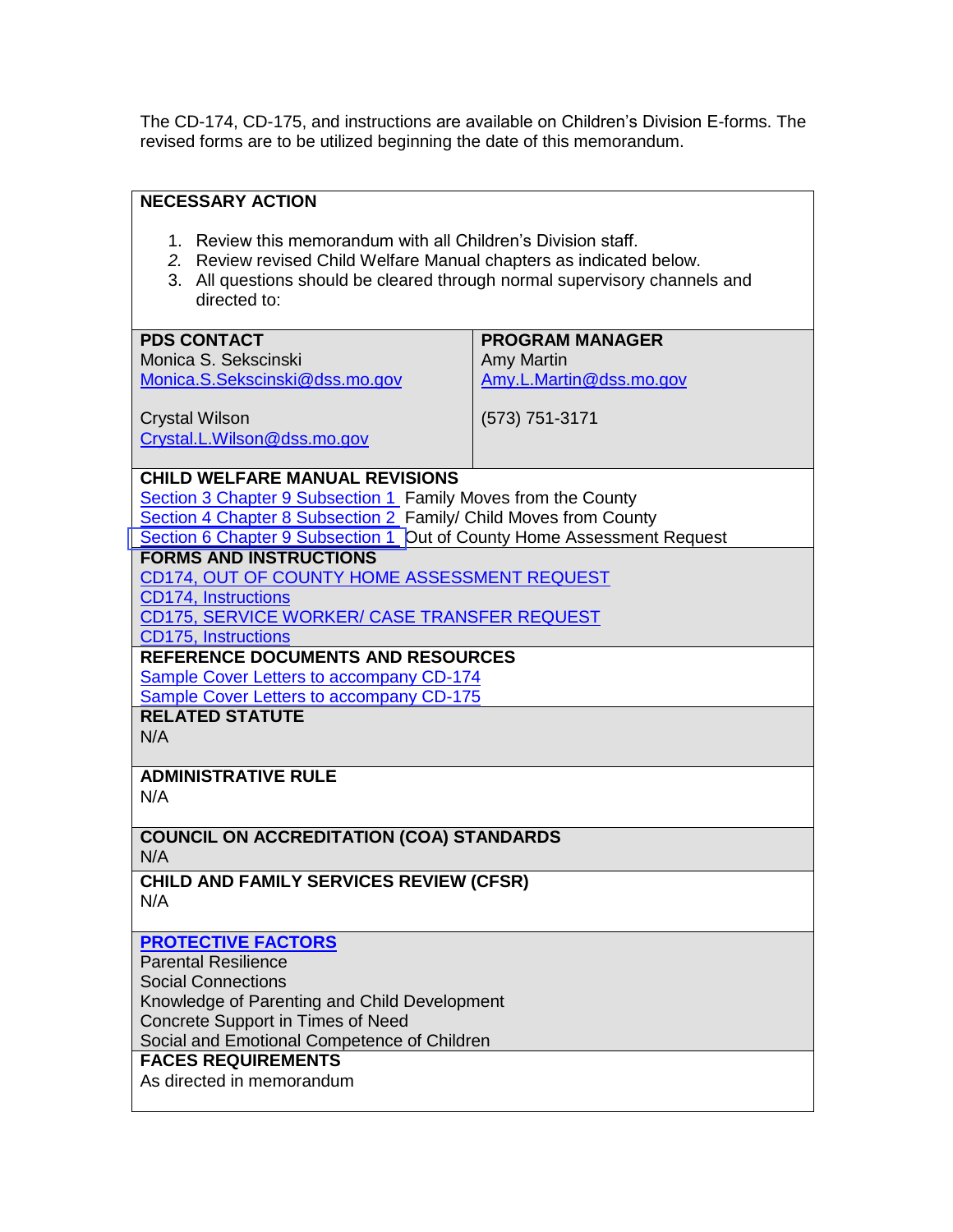The CD-174, CD-175, and instructions are available on Children's Division E-forms. The revised forms are to be utilized beginning the date of this memorandum.

**NECESSARY ACTION**

1. Review this memorandum with all Children's Division staff.
2. Review revised Child Welfare Manual chapters as indicated below.
3. All questions should be cleared through normal supervisory channels and directed to:

| **PDS CONTACT** | **PROGRAM MANAGER** |
|---|---|
| Monica S. Sekscinski<br>Monica.S.Sekscinski@dss.mo.gov<br><br>Crystal Wilson<br>Crystal.L.Wilson@dss.mo.gov | Amy Martin<br>Amy.L.Martin@dss.mo.gov<br><br>(573) 751-3171 |

**CHILD WELFARE MANUAL REVISIONS**

Section 3 Chapter 9 Subsection 1 Family Moves from the County
Section 4 Chapter 8 Subsection 2 Family/ Child Moves from County
Section 6 Chapter 9 Subsection 1 Out of County Home Assessment Request

**FORMS AND INSTRUCTIONS**

CD174, OUT OF COUNTY HOME ASSESSMENT REQUEST
CD174, Instructions
CD175, SERVICE WORKER/ CASE TRANSFER REQUEST
CD175, Instructions

**REFERENCE DOCUMENTS AND RESOURCES**

Sample Cover Letters to accompany CD-174
Sample Cover Letters to accompany CD-175

**RELATED STATUTE**

N/A

**ADMINISTRATIVE RULE**

N/A

**COUNCIL ON ACCREDITATION (COA) STANDARDS**

N/A

**CHILD AND FAMILY SERVICES REVIEW (CFSR)**

N/A

**PROTECTIVE FACTORS**

Parental Resilience
Social Connections
Knowledge of Parenting and Child Development
Concrete Support in Times of Need
Social and Emotional Competence of Children

**FACES REQUIREMENTS**

As directed in memorandum